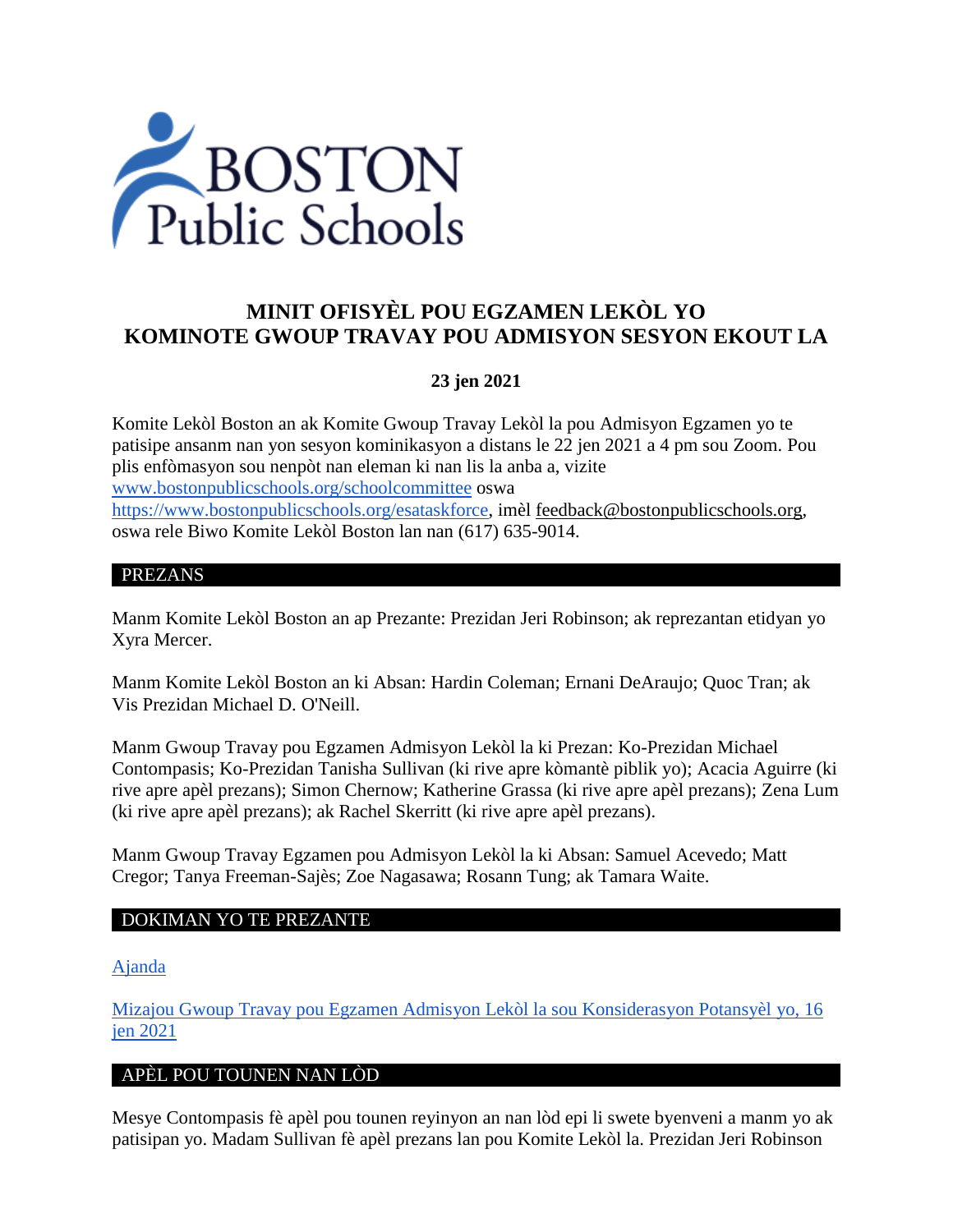BOSTON Public Schools

# MINIT OFISYÈL POU EGZAMEN LEKÒL YO
# KOMINOTE GWOUP TRAVAY POU ADMISYON SESYON EKOUT LA

**23 jen 2021**

Komite Lekòl Boston an ak Komite Gwoup Travay Lekòl la pou Admisyon Egzamen yo te patisipe ansanm nan yon sesyon kominikasyon a distans le 22 jen 2021 a 4 pm sou Zoom. Pou plis enfòmasyon sou nenpòt nan eleman ki nan lis la anba a, vizite [www.bostonpublicschools.org/schoolcommittee](www.bostonpublicschools.org/schoolcommittee) oswa [https://www.bostonpublicschools.org/esataskforce](https://www.bostonpublicschools.org/esataskforce), imèl feedback@bostonpublicschools.org, oswa rele Biwo Komite Lekòl Boston lan nan (617) 635-9014.

## PREZANS

Manm Komite Lekòl Boston an ap Prezante: Prezidan Jeri Robinson; ak reprezantan etidyan yo Xyra Mercer.

Manm Komite Lekòl Boston an ki Absan: Hardin Coleman; Ernani DeAraujo; Quoc Tran; ak Vis Prezidan Michael D. O'Neill.

Manm Gwoup Travay pou Egzamen Admisyon Lekòl la ki Prezan: Ko-Prezidan Michael Contompasis; Ko-Prezidan Tanisha Sullivan (ki rive apre kòmantè piblik yo); Acacia Aguirre (ki rive apre apèl prezans); Simon Chernow; Katherine Grassa (ki rive apre apèl prezans); Zena Lum (ki rive apre apèl prezans); ak Rachel Skerritt (ki rive apre apèl prezans).

Manm Gwoup Travay Egzamen pou Admisyon Lekòl la ki Absan: Samuel Acevedo; Matt Cregor; Tanya Freeman-Sajès; Zoe Nagasawa; Rosann Tung; ak Tamara Waite.

## DOKIMAN YO TE PREZANTE

[Ajanda]

[Mizajou Gwoup Travay pou Egzamen Admisyon Lekòl la sou Konsiderasyon Potansyèl yo, 16 jen 2021]

## APÈL POU TOUNEN NAN LÒD

Mesye Contompasis fè apèl pou tounen reyinyon an nan lòd epi li swete byenveni a manm yo ak patisipan yo. Madam Sullivan fè apèl prezans lan pou Komite Lekòl la. Prezidan Jeri Robinson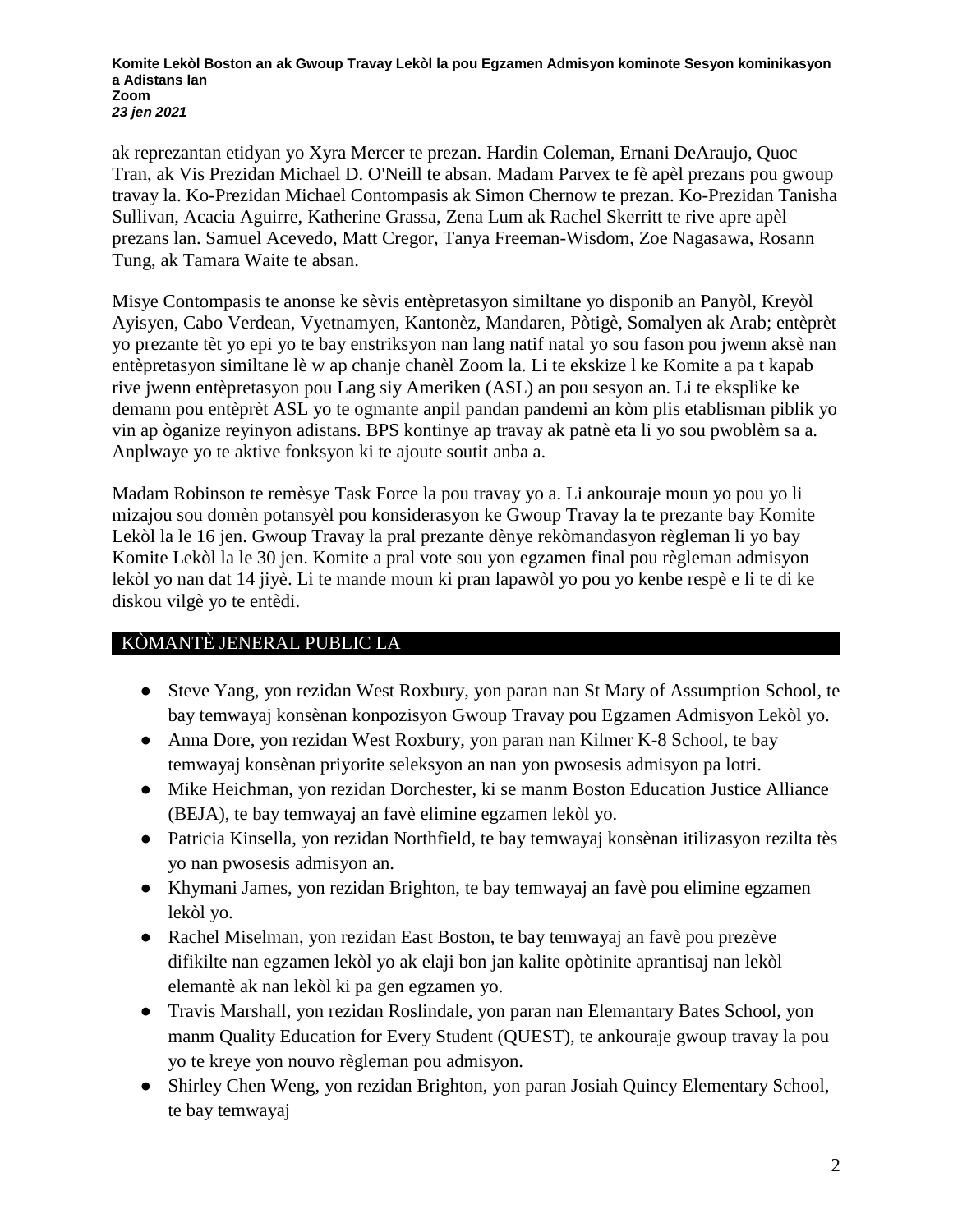ak reprezantan etidyan yo Xyra Mercer te prezan. Hardin Coleman, Ernani DeAraujo, Quoc Tran, ak Vis Prezidan Michael D. O'Neill te absan. Madam Parvex te fè apèl prezans pou gwoup travay la. Ko-Prezidan Michael Contompasis ak Simon Chernow te prezan. Ko-Prezidan Tanisha Sullivan, Acacia Aguirre, Katherine Grassa, Zena Lum ak Rachel Skerritt te rive apre apèl prezans lan. Samuel Acevedo, Matt Cregor, Tanya Freeman-Wisdom, Zoe Nagasawa, Rosann Tung, ak Tamara Waite te absan.

Misye Contompasis te anonse ke sèvis entèpretasyon similtane yo disponib an Panyòl, Kreyòl Ayisyen, Cabo Verdean, Vyetnamyen, Kantonèz, Mandaren, Pòtigè, Somalyen ak Arab; entèprèt yo prezante tèt yo epi yo te bay enstriksyon nan lang natif natal yo sou fason pou jwenn aksè nan entèpretasyon similtane lè w ap chanje chanèl Zoom la. Li te ekskize l ke Komite a pa t kapab rive jwenn entèpretasyon pou Lang siy Ameriken (ASL) an pou sesyon an. Li te eksplike ke demann pou entèprèt ASL yo te ogmante anpil pandan pandemi an kòm plis etablisman piblik yo vin ap òganize reyinyon adistans. BPS kontinye ap travay ak patnè eta li yo sou pwoblèm sa a. Anplwaye yo te aktive fonksyon ki te ajoute soutit anba a.

Madam Robinson te remèsye Task Force la pou travay yo a. Li ankouraje moun yo pou yo li mizajou sou domèn potansyèl pou konsiderasyon ke Gwoup Travay la te prezante bay Komite Lekòl la le 16 jen. Gwoup Travay la pral prezante dènye rekòmandasyon règleman li yo bay Komite Lekòl la le 30 jen. Komite a pral vote sou yon egzamen final pou règleman admisyon lekòl yo nan dat 14 jiyè. Li te mande moun ki pran lapawòl yo pou yo kenbe respè e li te di ke diskou vilgè yo te entèdi.

## KÒMANTÈ JENERAL PUBLIC LA

- Steve Yang, yon rezidan West Roxbury, yon paran nan St Mary of Assumption School, te bay temwayaj konsènan konpozisyon Gwoup Travay pou Egzamen Admisyon Lekòl yo.
- Anna Dore, yon rezidan West Roxbury, yon paran nan Kilmer K-8 School, te bay temwayaj konsènan priyorite seleksyon an nan yon pwosesis admisyon pa lotri.
- Mike Heichman, yon rezidan Dorchester, ki se manm Boston Education Justice Alliance (BEJA), te bay temwayaj an favè elimine egzamen lekòl yo.
- Patricia Kinsella, yon rezidan Northfield, te bay temwayaj konsènan itilizasyon rezilta tès yo nan pwosesis admisyon an.
- Khymani James, yon rezidan Brighton, te bay temwayaj an favè pou elimine egzamen lekòl yo.
- Rachel Miselman, yon rezidan East Boston, te bay temwayaj an favè pou prezève difikilte nan egzamen lekòl yo ak elaji bon jan kalite opòtinite aprantisaj nan lekòl elemantè ak nan lekòl ki pa gen egzamen yo.
- Travis Marshall, yon rezidan Roslindale, yon paran nan Elemantary Bates School, yon manm Quality Education for Every Student (QUEST), te ankouraje gwoup travay la pou yo te kreye yon nouvo règleman pou admisyon.
- Shirley Chen Weng, yon rezidan Brighton, yon paran Josiah Quincy Elementary School, te bay temwayaj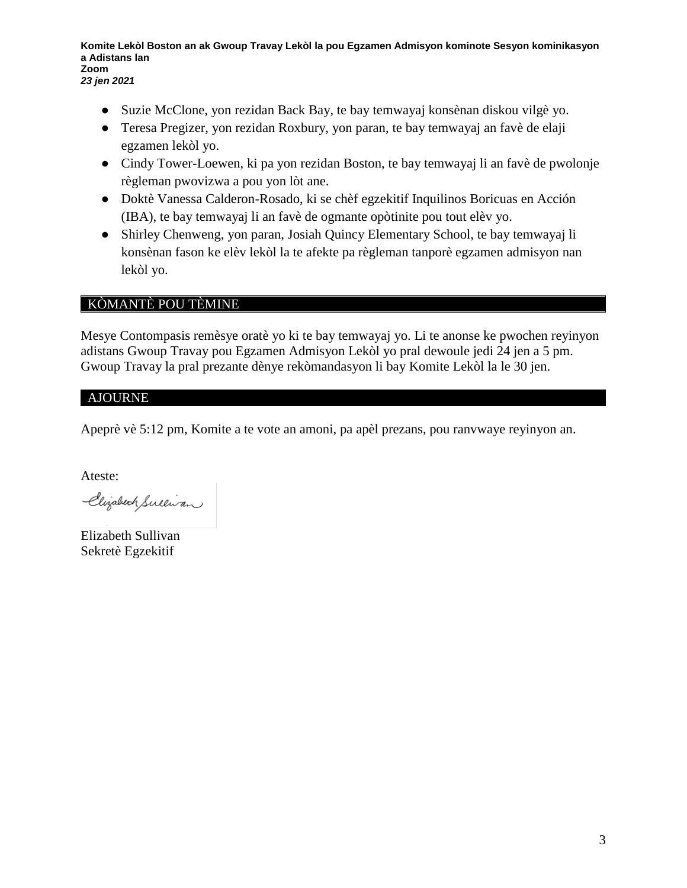- Suzie McClone, yon rezidan Back Bay, te bay temwayaj konsènan diskou vilgè yo.
- Teresa Pregizer, yon rezidan Roxbury, yon paran, te bay temwayaj an favè de elaji egzamen lekòl yo.
- Cindy Tower-Loewen, ki pa yon rezidan Boston, te bay temwayaj li an favè de pwolonje règleman pwovizwa a pou yon lòt ane.
- Doktè Vanessa Calderon-Rosado, ki se chèf egzekitif Inquilinos Boricuas en Acción (IBA), te bay temwayaj li an favè de ogmante opòtinite pou tout elèv yo.
- Shirley Chenweng, yon paran, Josiah Quincy Elementary School, te bay temwayaj li konsènan fason ke elèv lekòl la te afekte pa règleman tanporè egzamen admisyon nan lekòl yo.

## KÒMANTÈ POU TÈMINE

Mesye Contompasis remèsye oratè yo ki te bay temwayaj yo. Li te anonse ke pwochen reyinyon adistans Gwoup Travay pou Egzamen Admisyon Lekòl yo pral dewoule jedi 24 jen a 5 pm. Gwoup Travay la pral prezante dènye rekòmandasyon li bay Komite Lekòl la le 30 jen.

## AJOURNE

Apeprè vè 5:12 pm, Komite a te vote an amoni, pa apèl prezans, pou ranvwaye reyinyon an.

Ateste:

Elizabeth Sullivan
Sekretè Egzekitif